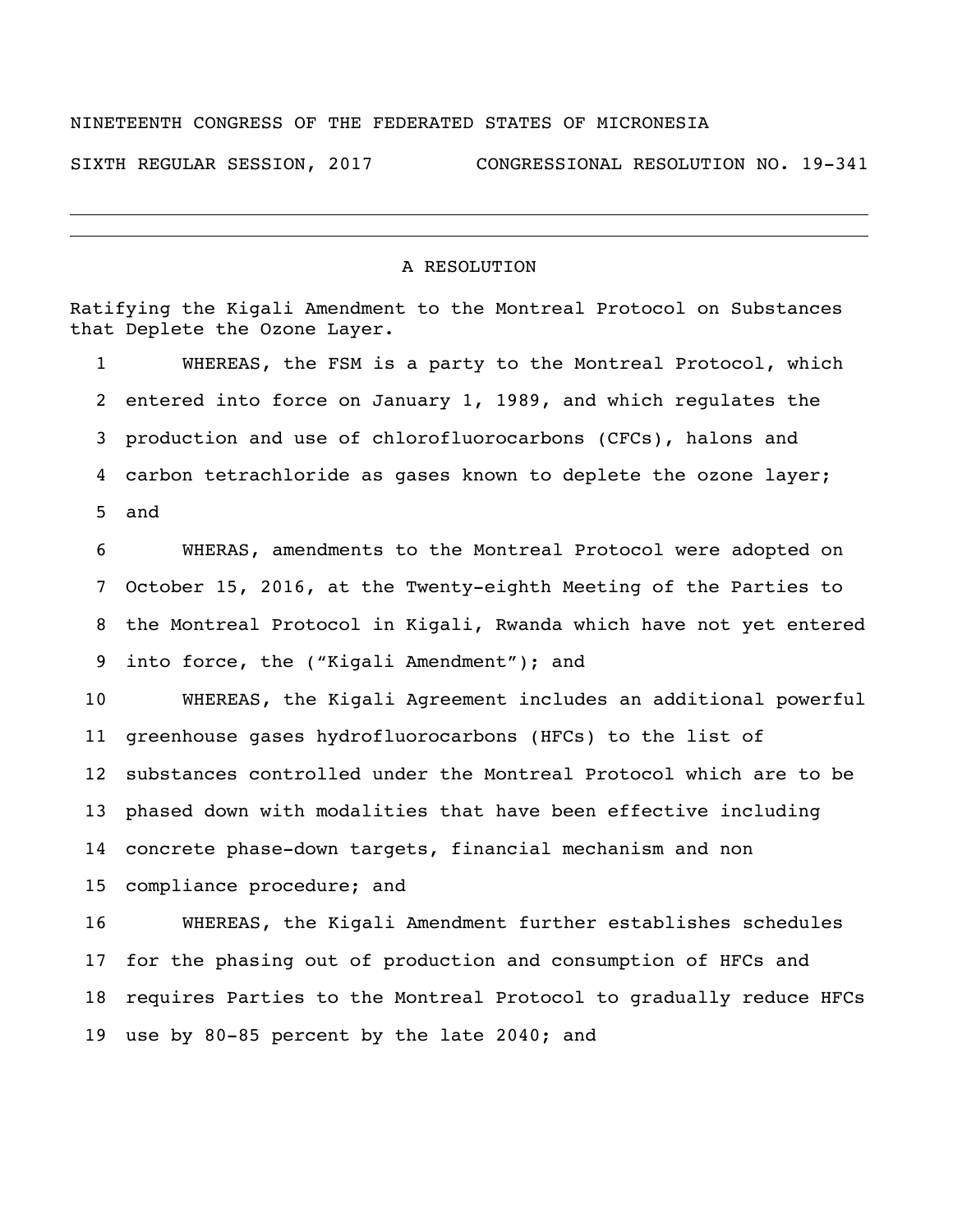NINETEENTH CONGRESS OF THE FEDERATED STATES OF MICRONESIA

SIXTH REGULAR SESSION, 2017 CONGRESSIONAL RESOLUTION NO. 19-341

---

## A RESOLUTION

Ratifying the Kigali Amendment to the Montreal Protocol on Substances that Deplete the Ozone Layer.

1 WHEREAS, the FSM is a party to the Montreal Protocol, which
2 entered into force on January 1, 1989, and which regulates the
3 production and use of chlorofluorocarbons (CFCs), halons and
4 carbon tetrachloride as gases known to deplete the ozone layer;
5 and

6 WHERAS, amendments to the Montreal Protocol were adopted on
7 October 15, 2016, at the Twenty-eighth Meeting of the Parties to
8 the Montreal Protocol in Kigali, Rwanda which have not yet entered
9 into force, the ("Kigali Amendment"); and

10 WHEREAS, the Kigali Agreement includes an additional powerful
11 greenhouse gases hydrofluorocarbons (HFCs) to the list of
12 substances controlled under the Montreal Protocol which are to be
13 phased down with modalities that have been effective including
14 concrete phase-down targets, financial mechanism and non
15 compliance procedure; and

16 WHEREAS, the Kigali Amendment further establishes schedules
17 for the phasing out of production and consumption of HFCs and
18 requires Parties to the Montreal Protocol to gradually reduce HFCs
19 use by 80-85 percent by the late 2040; and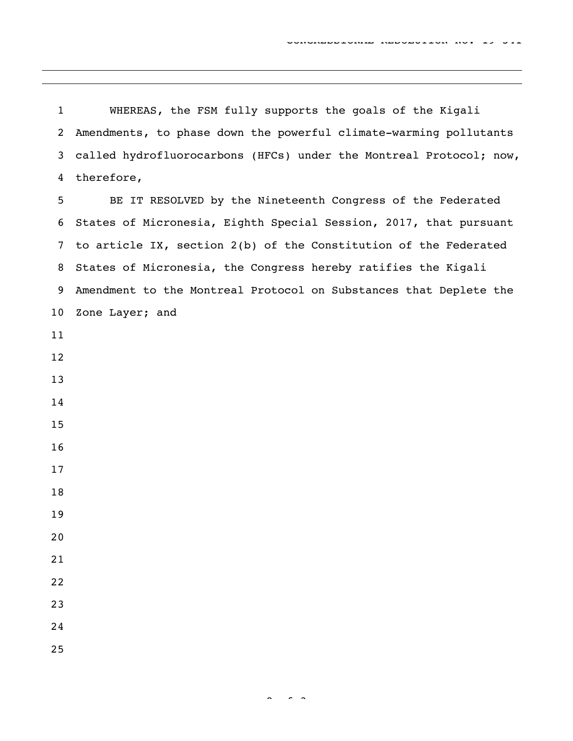WHEREAS, the FSM fully supports the goals of the Kigali Amendments, to phase down the powerful climate-warming pollutants called hydrofluorocarbons (HFCs) under the Montreal Protocol; now, therefore,

BE IT RESOLVED by the Nineteenth Congress of the Federated States of Micronesia, Eighth Special Session, 2017, that pursuant to article IX, section 2(b) of the Constitution of the Federated States of Micronesia, the Congress hereby ratifies the Kigali Amendment to the Montreal Protocol on Substances that Deplete the Zone Layer; and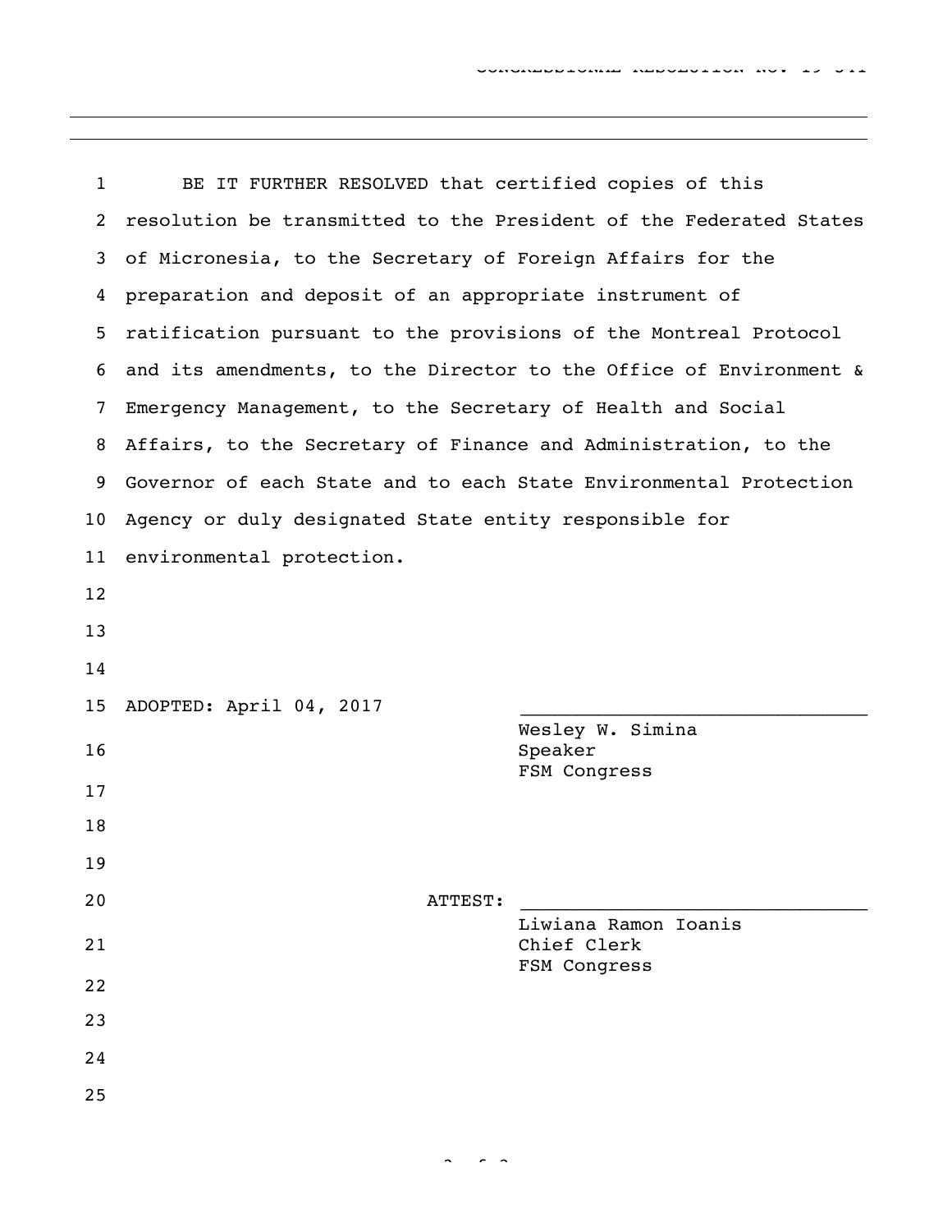BE IT FURTHER RESOLVED that certified copies of this resolution be transmitted to the President of the Federated States of Micronesia, to the Secretary of Foreign Affairs for the preparation and deposit of an appropriate instrument of ratification pursuant to the provisions of the Montreal Protocol and its amendments, to the Director to the Office of Environment & Emergency Management, to the Secretary of Health and Social Affairs, to the Secretary of Finance and Administration, to the Governor of each State and to each State Environmental Protection Agency or duly designated State entity responsible for environmental protection.

ADOPTED: April 04, 2017

\_\_\_\_\_\_\_\_\_\_\_\_\_\_\_\_\_\_\_\_\_\_\_\_\_\_\_\_\_\_\_\_
Wesley W. Simina
Speaker
FSM Congress

ATTEST: \_\_\_\_\_\_\_\_\_\_\_\_\_\_\_\_\_\_\_\_\_\_\_\_\_\_\_\_\_\_\_\_
Liwiana Ramon Ioanis
Chief Clerk
FSM Congress